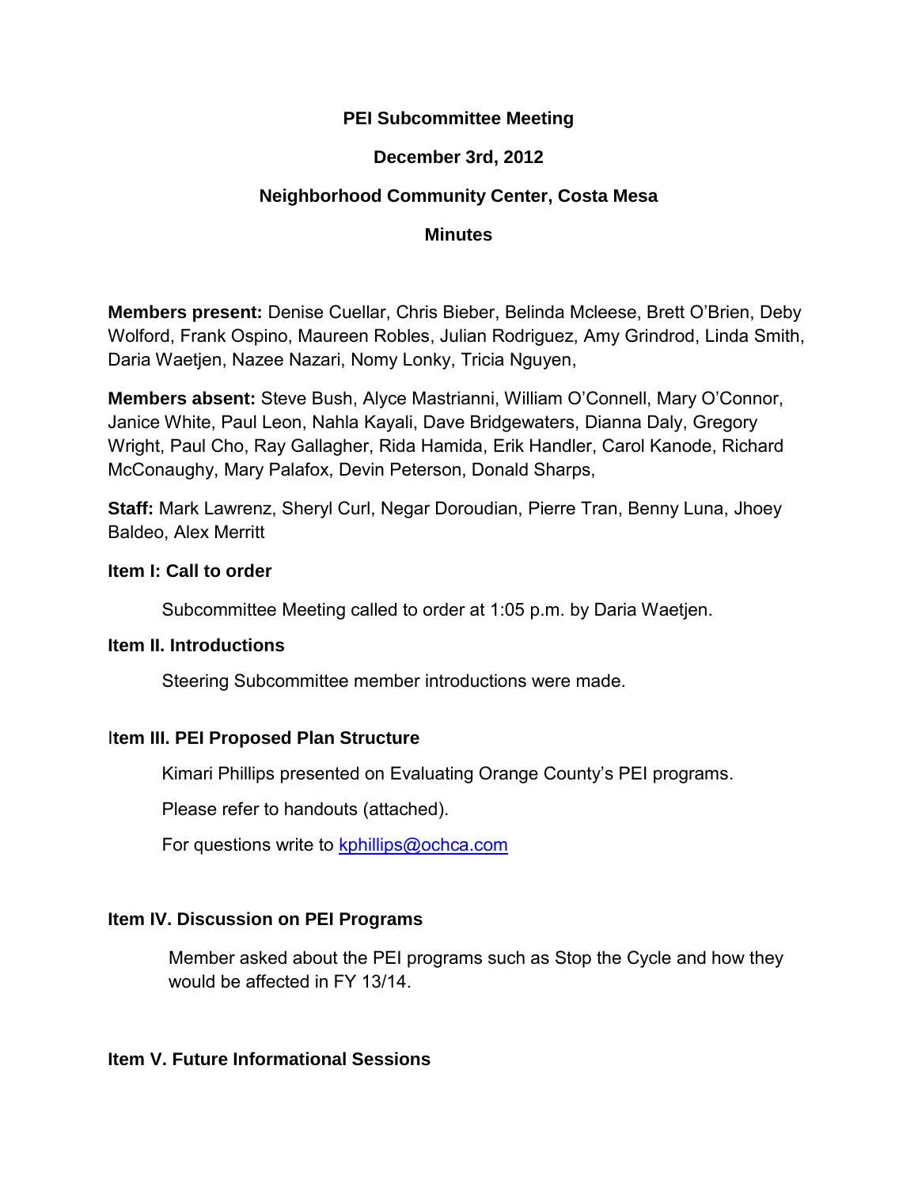**PEI Subcommittee Meeting**

**December 3rd, 2012**

**Neighborhood Community Center, Costa Mesa**

**Minutes**

**Members present:** Denise Cuellar, Chris Bieber, Belinda Mcleese, Brett O'Brien, Deby Wolford, Frank Ospino, Maureen Robles, Julian Rodriguez, Amy Grindrod, Linda Smith, Daria Waetjen, Nazee Nazari, Nomy Lonky, Tricia Nguyen,

**Members absent:** Steve Bush, Alyce Mastrianni, William O'Connell, Mary O'Connor, Janice White, Paul Leon, Nahla Kayali, Dave Bridgewaters, Dianna Daly, Gregory Wright, Paul Cho, Ray Gallagher, Rida Hamida, Erik Handler, Carol Kanode, Richard McConaughy, Mary Palafox, Devin Peterson, Donald Sharps,

**Staff:** Mark Lawrenz, Sheryl Curl, Negar Doroudian, Pierre Tran, Benny Luna, Jhoey Baldeo, Alex Merritt

**Item I: Call to order**

Subcommittee Meeting called to order at 1:05 p.m. by Daria Waetjen.

**Item II. Introductions**

Steering Subcommittee member introductions were made.

**Item III. PEI Proposed Plan Structure**

Kimari Phillips presented on Evaluating Orange County's PEI programs.

Please refer to handouts (attached).

For questions write to kphillips@ochca.com

**Item IV. Discussion on PEI Programs**

Member asked about the PEI programs such as Stop the Cycle and how they would be affected in FY 13/14.

**Item V. Future Informational Sessions**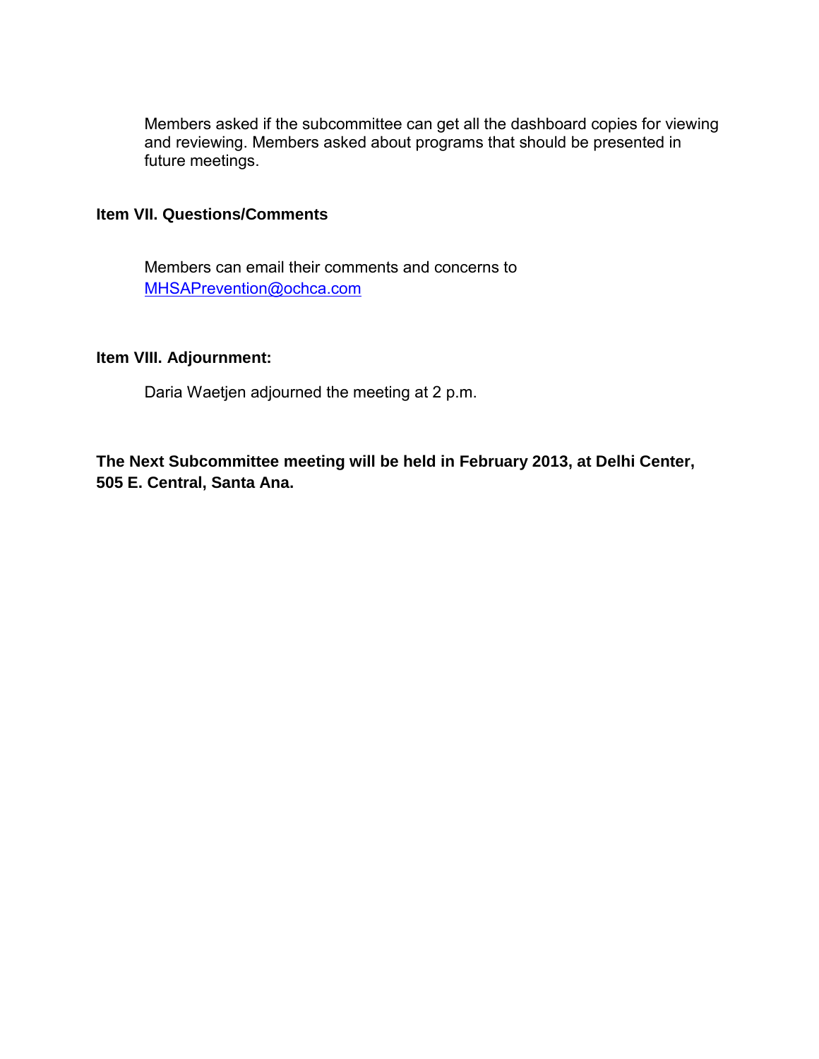Members asked if the subcommittee can get all the dashboard copies for viewing and reviewing. Members asked about programs that should be presented in future meetings.

**Item VII. Questions/Comments**

Members can email their comments and concerns to MHSAPrevention@ochca.com

**Item VIII. Adjournment:**

Daria Waetjen adjourned the meeting at 2 p.m.

**The Next Subcommittee meeting will be held in February 2013, at Delhi Center, 505 E. Central, Santa Ana.**